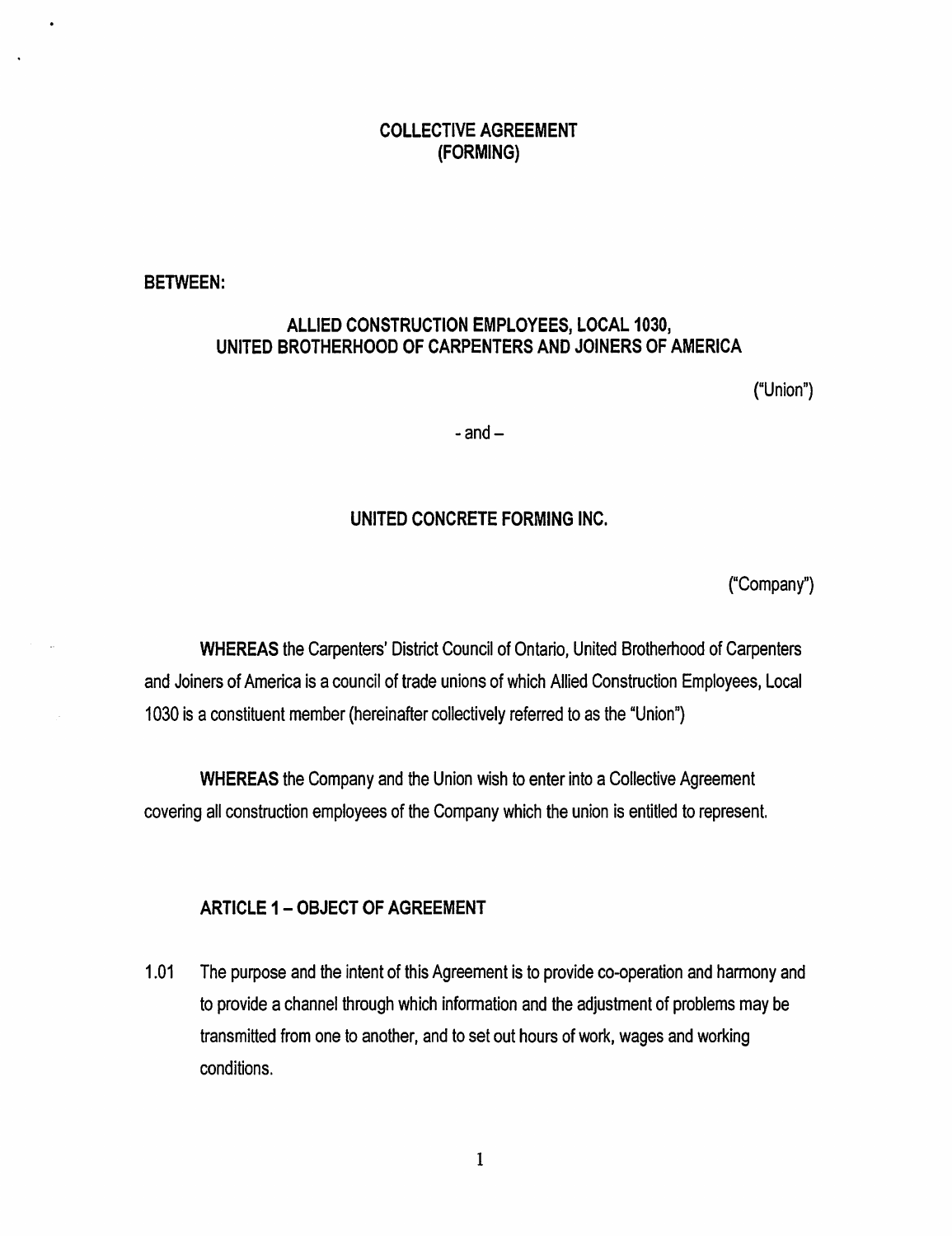# COLLECTIVE AGREEMENT
# (FORMING)

**BETWEEN:**

**ALLIED CONSTRUCTION EMPLOYEES, LOCAL 1030,
UNITED BROTHERHOOD OF CARPENTERS AND JOINERS OF AMERICA**

("Union")

- and –

**UNITED CONCRETE FORMING INC.**

("Company")

**WHEREAS** the Carpenters' District Council of Ontario, United Brotherhood of Carpenters and Joiners of America is a council of trade unions of which Allied Construction Employees, Local 1030 is a constituent member (hereinafter collectively referred to as the "Union")

**WHEREAS** the Company and the Union wish to enter into a Collective Agreement covering all construction employees of the Company which the union is entitled to represent.

## ARTICLE 1 – OBJECT OF AGREEMENT

1.01 The purpose and the intent of this Agreement is to provide co-operation and harmony and to provide a channel through which information and the adjustment of problems may be transmitted from one to another, and to set out hours of work, wages and working conditions.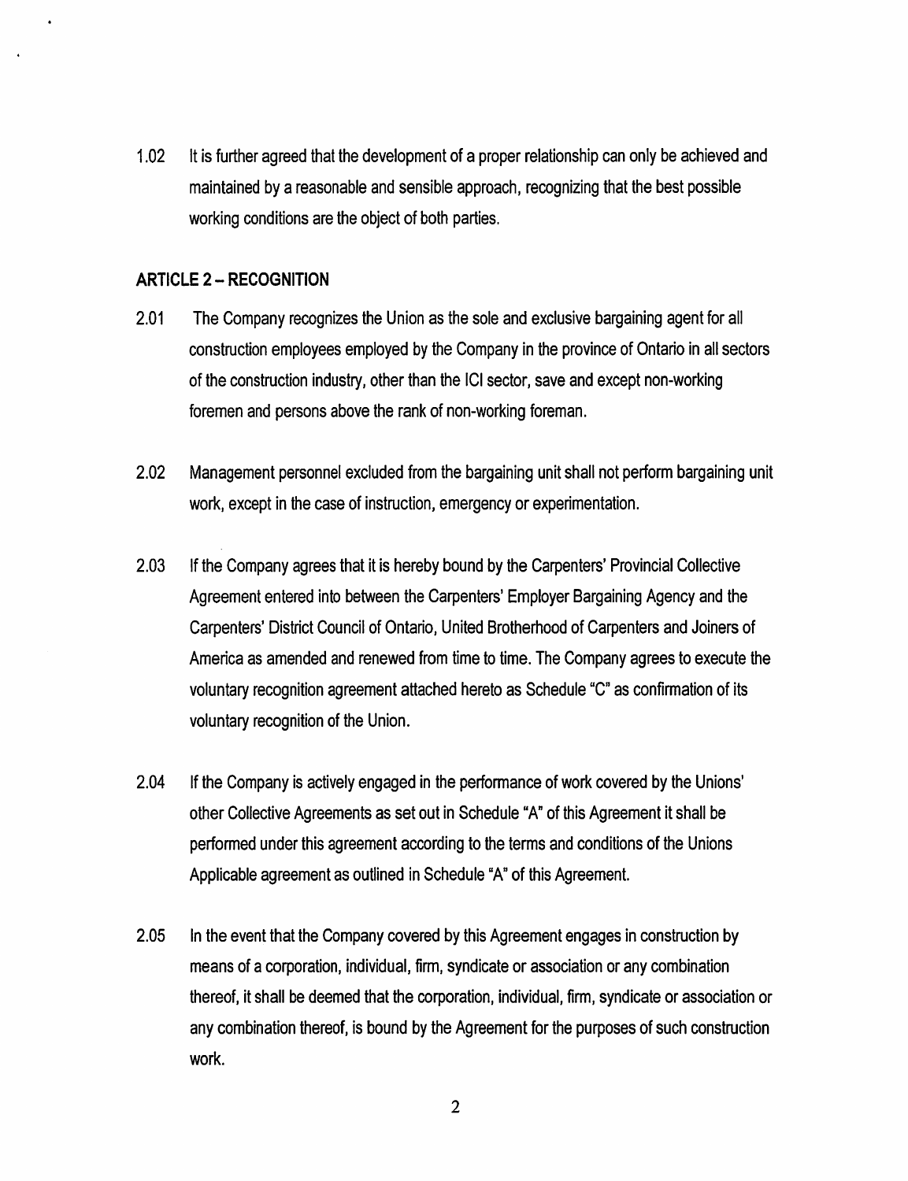1.02 It is further agreed that the development of a proper relationship can only be achieved and maintained by a reasonable and sensible approach, recognizing that the best possible working conditions are the object of both parties.

## ARTICLE 2 – RECOGNITION

2.01 The Company recognizes the Union as the sole and exclusive bargaining agent for all construction employees employed by the Company in the province of Ontario in all sectors of the construction industry, other than the ICI sector, save and except non-working foremen and persons above the rank of non-working foreman.

2.02 Management personnel excluded from the bargaining unit shall not perform bargaining unit work, except in the case of instruction, emergency or experimentation.

2.03 If the Company agrees that it is hereby bound by the Carpenters' Provincial Collective Agreement entered into between the Carpenters' Employer Bargaining Agency and the Carpenters' District Council of Ontario, United Brotherhood of Carpenters and Joiners of America as amended and renewed from time to time. The Company agrees to execute the voluntary recognition agreement attached hereto as Schedule "C" as confirmation of its voluntary recognition of the Union.

2.04 If the Company is actively engaged in the performance of work covered by the Unions' other Collective Agreements as set out in Schedule "A" of this Agreement it shall be performed under this agreement according to the terms and conditions of the Unions Applicable agreement as outlined in Schedule "A" of this Agreement.

2.05 In the event that the Company covered by this Agreement engages in construction by means of a corporation, individual, firm, syndicate or association or any combination thereof, it shall be deemed that the corporation, individual, firm, syndicate or association or any combination thereof, is bound by the Agreement for the purposes of such construction work.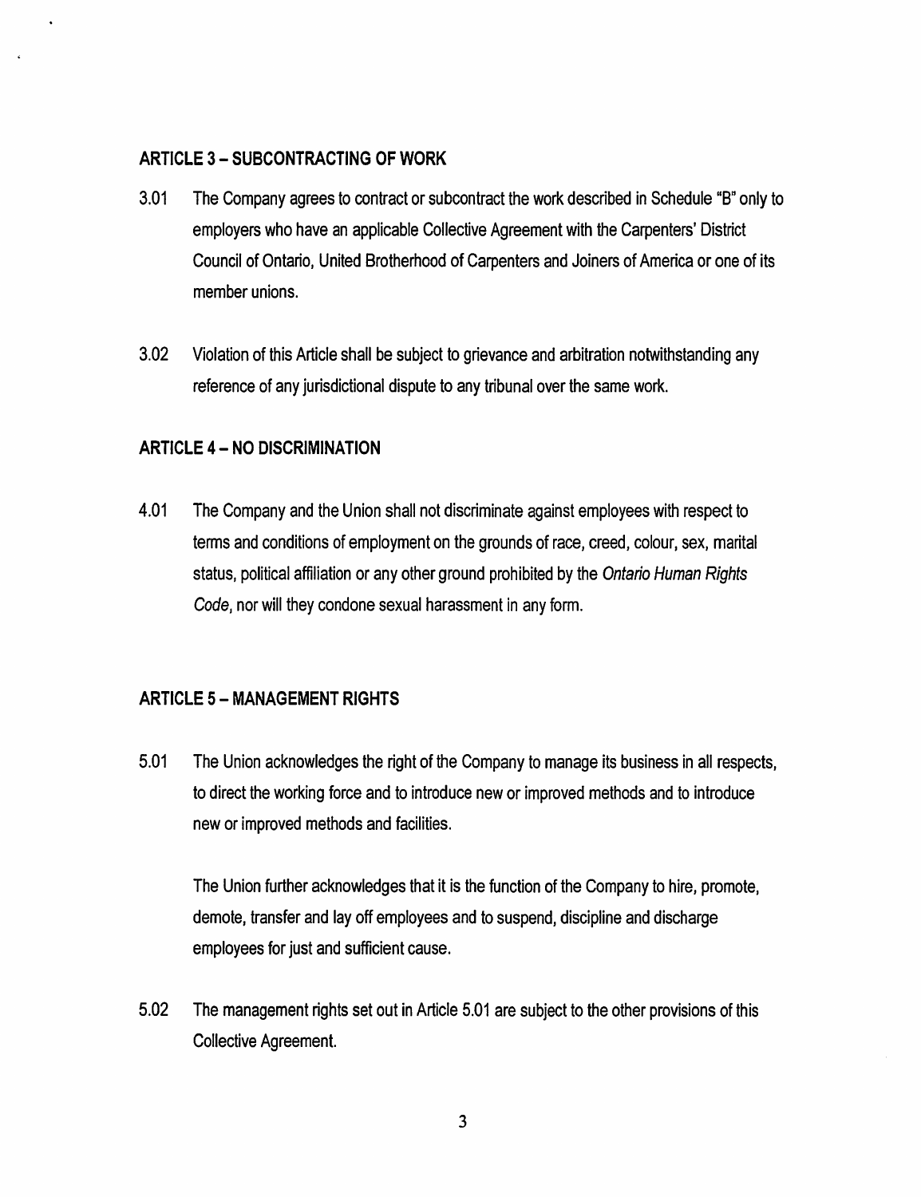## ARTICLE 3 – SUBCONTRACTING OF WORK

3.01 The Company agrees to contract or subcontract the work described in Schedule "B" only to employers who have an applicable Collective Agreement with the Carpenters' District Council of Ontario, United Brotherhood of Carpenters and Joiners of America or one of its member unions.

3.02 Violation of this Article shall be subject to grievance and arbitration notwithstanding any reference of any jurisdictional dispute to any tribunal over the same work.

## ARTICLE 4 – NO DISCRIMINATION

4.01 The Company and the Union shall not discriminate against employees with respect to terms and conditions of employment on the grounds of race, creed, colour, sex, marital status, political affiliation or any other ground prohibited by the *Ontario Human Rights Code*, nor will they condone sexual harassment in any form.

## ARTICLE 5 – MANAGEMENT RIGHTS

5.01 The Union acknowledges the right of the Company to manage its business in all respects, to direct the working force and to introduce new or improved methods and to introduce new or improved methods and facilities.

The Union further acknowledges that it is the function of the Company to hire, promote, demote, transfer and lay off employees and to suspend, discipline and discharge employees for just and sufficient cause.

5.02 The management rights set out in Article 5.01 are subject to the other provisions of this Collective Agreement.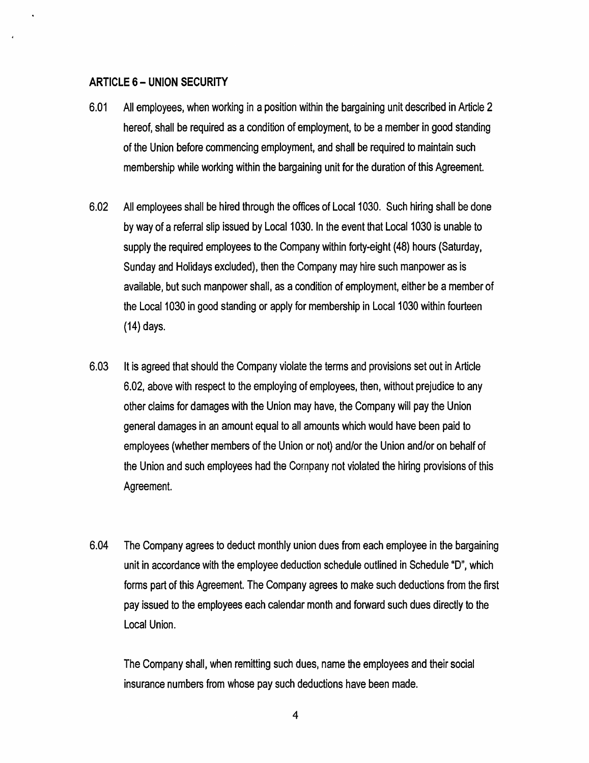## ARTICLE 6 – UNION SECURITY

6.01 All employees, when working in a position within the bargaining unit described in Article 2 hereof, shall be required as a condition of employment, to be a member in good standing of the Union before commencing employment, and shall be required to maintain such membership while working within the bargaining unit for the duration of this Agreement.

6.02 All employees shall be hired through the offices of Local 1030. Such hiring shall be done by way of a referral slip issued by Local 1030. In the event that Local 1030 is unable to supply the required employees to the Company within forty-eight (48) hours (Saturday, Sunday and Holidays excluded), then the Company may hire such manpower as is available, but such manpower shall, as a condition of employment, either be a member of the Local 1030 in good standing or apply for membership in Local 1030 within fourteen (14) days.

6.03 It is agreed that should the Company violate the terms and provisions set out in Article 6.02, above with respect to the employing of employees, then, without prejudice to any other claims for damages with the Union may have, the Company will pay the Union general damages in an amount equal to all amounts which would have been paid to employees (whether members of the Union or not) and/or the Union and/or on behalf of the Union and such employees had the Company not violated the hiring provisions of this Agreement.

6.04 The Company agrees to deduct monthly union dues from each employee in the bargaining unit in accordance with the employee deduction schedule outlined in Schedule "D", which forms part of this Agreement. The Company agrees to make such deductions from the first pay issued to the employees each calendar month and forward such dues directly to the Local Union.

The Company shall, when remitting such dues, name the employees and their social insurance numbers from whose pay such deductions have been made.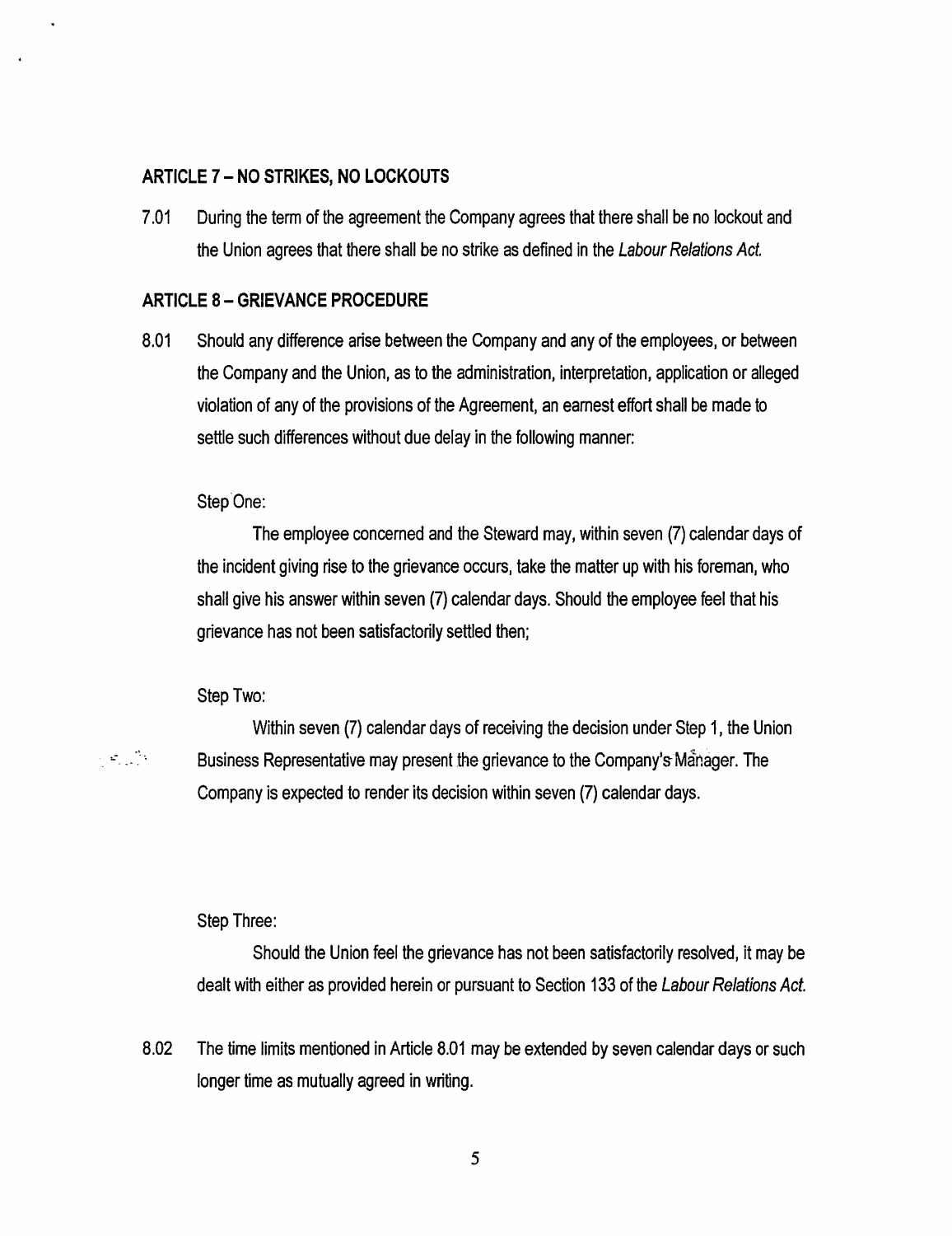## ARTICLE 7 – NO STRIKES, NO LOCKOUTS

7.01 During the term of the agreement the Company agrees that there shall be no lockout and the Union agrees that there shall be no strike as defined in the *Labour Relations Act.*

## ARTICLE 8 – GRIEVANCE PROCEDURE

8.01 Should any difference arise between the Company and any of the employees, or between the Company and the Union, as to the administration, interpretation, application or alleged violation of any of the provisions of the Agreement, an earnest effort shall be made to settle such differences without due delay in the following manner:

Step One:

The employee concerned and the Steward may, within seven (7) calendar days of the incident giving rise to the grievance occurs, take the matter up with his foreman, who shall give his answer within seven (7) calendar days. Should the employee feel that his grievance has not been satisfactorily settled then;

Step Two:

Within seven (7) calendar days of receiving the decision under Step 1, the Union Business Representative may present the grievance to the Company's Manager. The Company is expected to render its decision within seven (7) calendar days.

Step Three:

Should the Union feel the grievance has not been satisfactorily resolved, it may be dealt with either as provided herein or pursuant to Section 133 of the *Labour Relations Act.*

8.02 The time limits mentioned in Article 8.01 may be extended by seven calendar days or such longer time as mutually agreed in writing.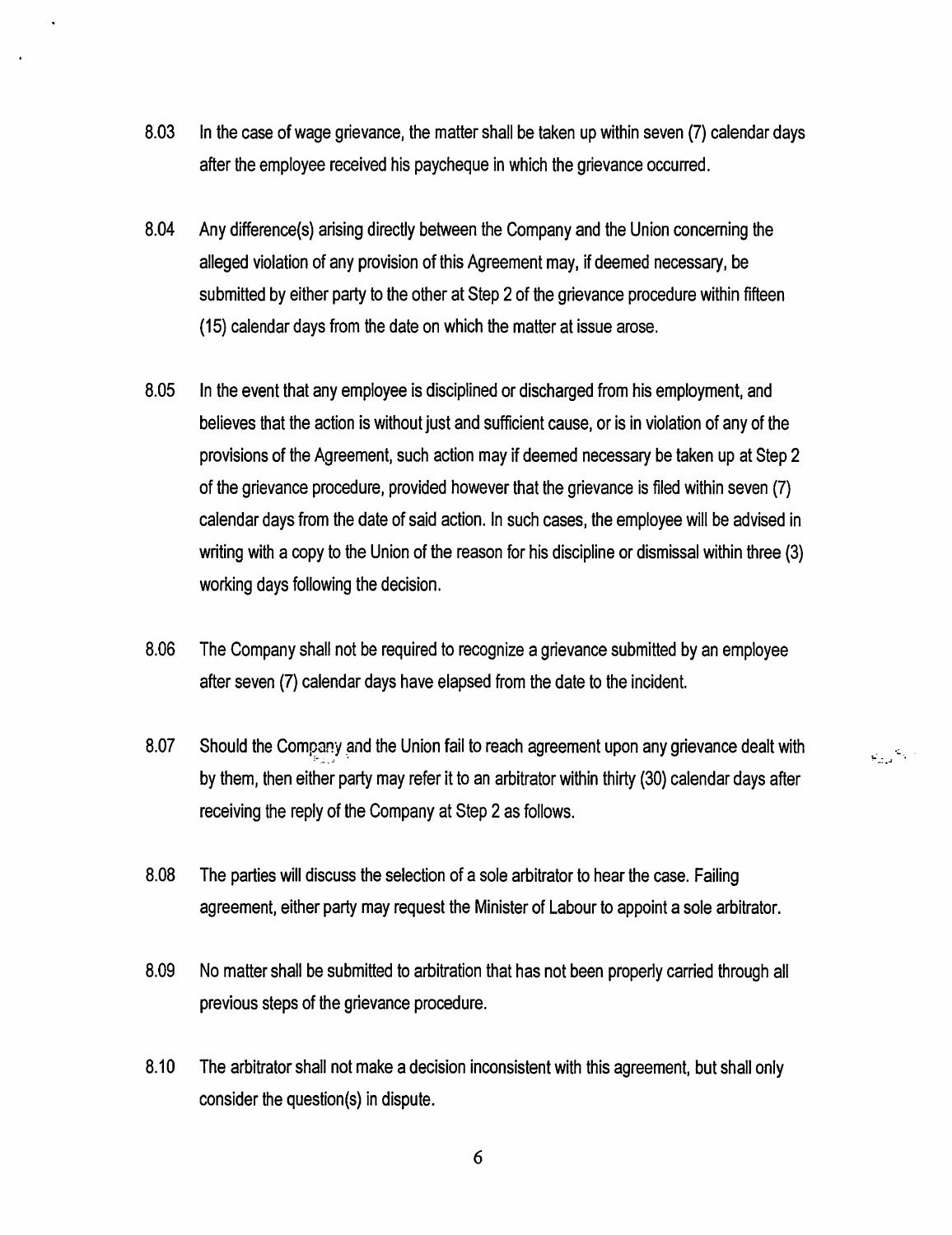8.03 In the case of wage grievance, the matter shall be taken up within seven (7) calendar days after the employee received his paycheque in which the grievance occurred.

8.04 Any difference(s) arising directly between the Company and the Union concerning the alleged violation of any provision of this Agreement may, if deemed necessary, be submitted by either party to the other at Step 2 of the grievance procedure within fifteen (15) calendar days from the date on which the matter at issue arose.

8.05 In the event that any employee is disciplined or discharged from his employment, and believes that the action is without just and sufficient cause, or is in violation of any of the provisions of the Agreement, such action may if deemed necessary be taken up at Step 2 of the grievance procedure, provided however that the grievance is filed within seven (7) calendar days from the date of said action. In such cases, the employee will be advised in writing with a copy to the Union of the reason for his discipline or dismissal within three (3) working days following the decision.

8.06 The Company shall not be required to recognize a grievance submitted by an employee after seven (7) calendar days have elapsed from the date to the incident.

8.07 Should the Company and the Union fail to reach agreement upon any grievance dealt with by them, then either party may refer it to an arbitrator within thirty (30) calendar days after receiving the reply of the Company at Step 2 as follows.

8.08 The parties will discuss the selection of a sole arbitrator to hear the case. Failing agreement, either party may request the Minister of Labour to appoint a sole arbitrator.

8.09 No matter shall be submitted to arbitration that has not been properly carried through all previous steps of the grievance procedure.

8.10 The arbitrator shall not make a decision inconsistent with this agreement, but shall only consider the question(s) in dispute.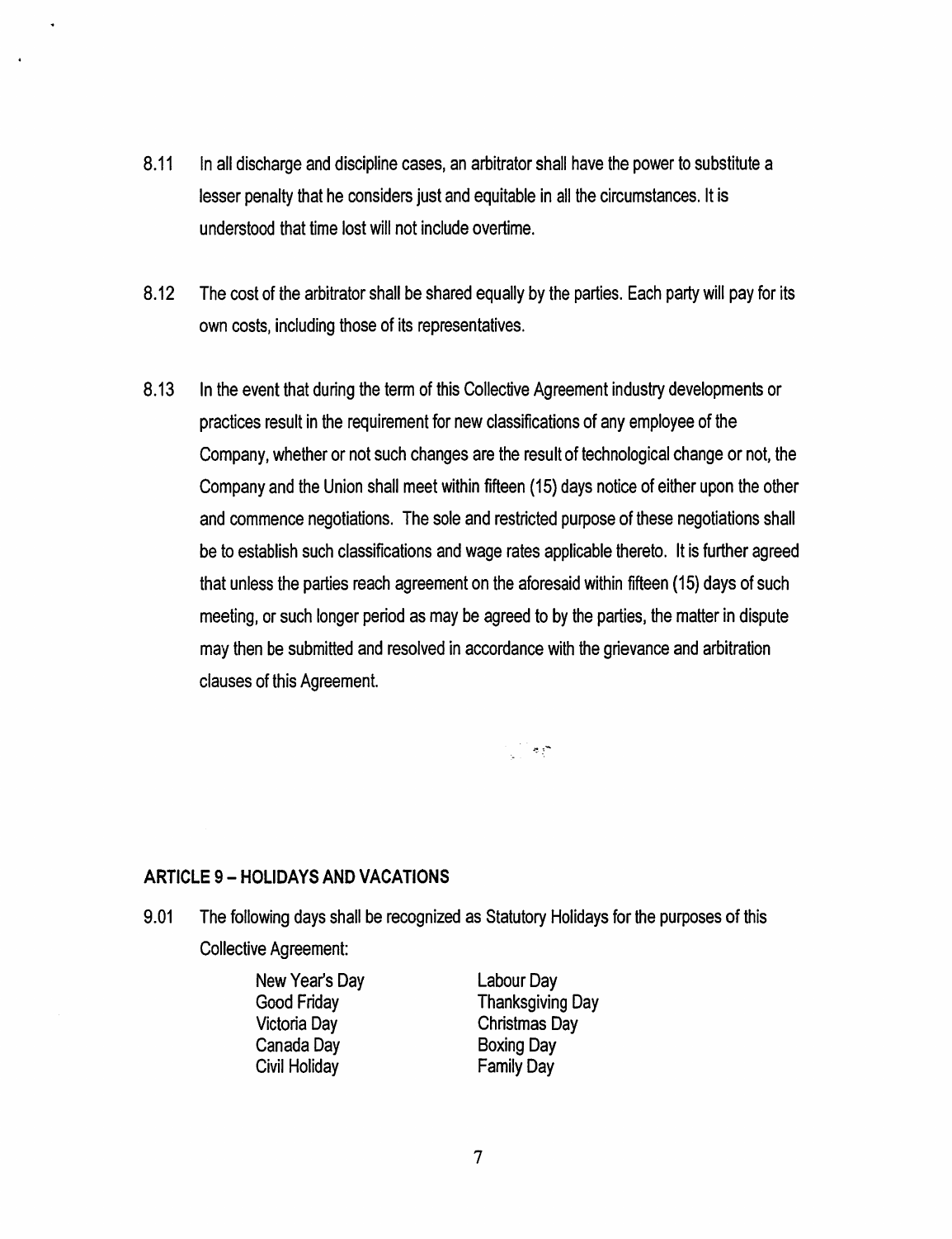8.11 In all discharge and discipline cases, an arbitrator shall have the power to substitute a lesser penalty that he considers just and equitable in all the circumstances. It is understood that time lost will not include overtime.

8.12 The cost of the arbitrator shall be shared equally by the parties. Each party will pay for its own costs, including those of its representatives.

8.13 In the event that during the term of this Collective Agreement industry developments or practices result in the requirement for new classifications of any employee of the Company, whether or not such changes are the result of technological change or not, the Company and the Union shall meet within fifteen (15) days notice of either upon the other and commence negotiations. The sole and restricted purpose of these negotiations shall be to establish such classifications and wage rates applicable thereto. It is further agreed that unless the parties reach agreement on the aforesaid within fifteen (15) days of such meeting, or such longer period as may be agreed to by the parties, the matter in dispute may then be submitted and resolved in accordance with the grievance and arbitration clauses of this Agreement.

## ARTICLE 9 – HOLIDAYS AND VACATIONS

9.01 The following days shall be recognized as Statutory Holidays for the purposes of this Collective Agreement:

| | |
|---|---|
| New Year's Day | Labour Day |
| Good Friday | Thanksgiving Day |
| Victoria Day | Christmas Day |
| Canada Day | Boxing Day |
| Civil Holiday | Family Day |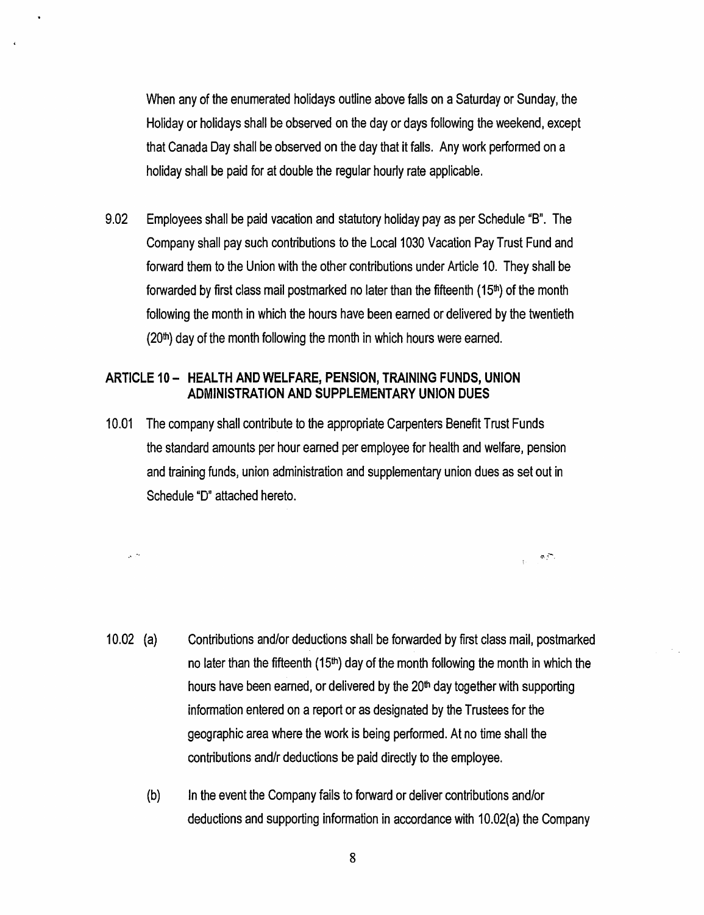When any of the enumerated holidays outline above falls on a Saturday or Sunday, the Holiday or holidays shall be observed on the day or days following the weekend, except that Canada Day shall be observed on the day that it falls. Any work performed on a holiday shall be paid for at double the regular hourly rate applicable.

9.02 Employees shall be paid vacation and statutory holiday pay as per Schedule "B". The Company shall pay such contributions to the Local 1030 Vacation Pay Trust Fund and forward them to the Union with the other contributions under Article 10. They shall be forwarded by first class mail postmarked no later than the fifteenth (15th) of the month following the month in which the hours have been earned or delivered by the twentieth (20th) day of the month following the month in which hours were earned.

## ARTICLE 10 – HEALTH AND WELFARE, PENSION, TRAINING FUNDS, UNION ADMINISTRATION AND SUPPLEMENTARY UNION DUES

10.01 The company shall contribute to the appropriate Carpenters Benefit Trust Funds the standard amounts per hour earned per employee for health and welfare, pension and training funds, union administration and supplementary union dues as set out in Schedule "D" attached hereto.

10.02 (a) Contributions and/or deductions shall be forwarded by first class mail, postmarked no later than the fifteenth (15th) day of the month following the month in which the hours have been earned, or delivered by the 20th day together with supporting information entered on a report or as designated by the Trustees for the geographic area where the work is being performed. At no time shall the contributions and/r deductions be paid directly to the employee.

(b) In the event the Company fails to forward or deliver contributions and/or deductions and supporting information in accordance with 10.02(a) the Company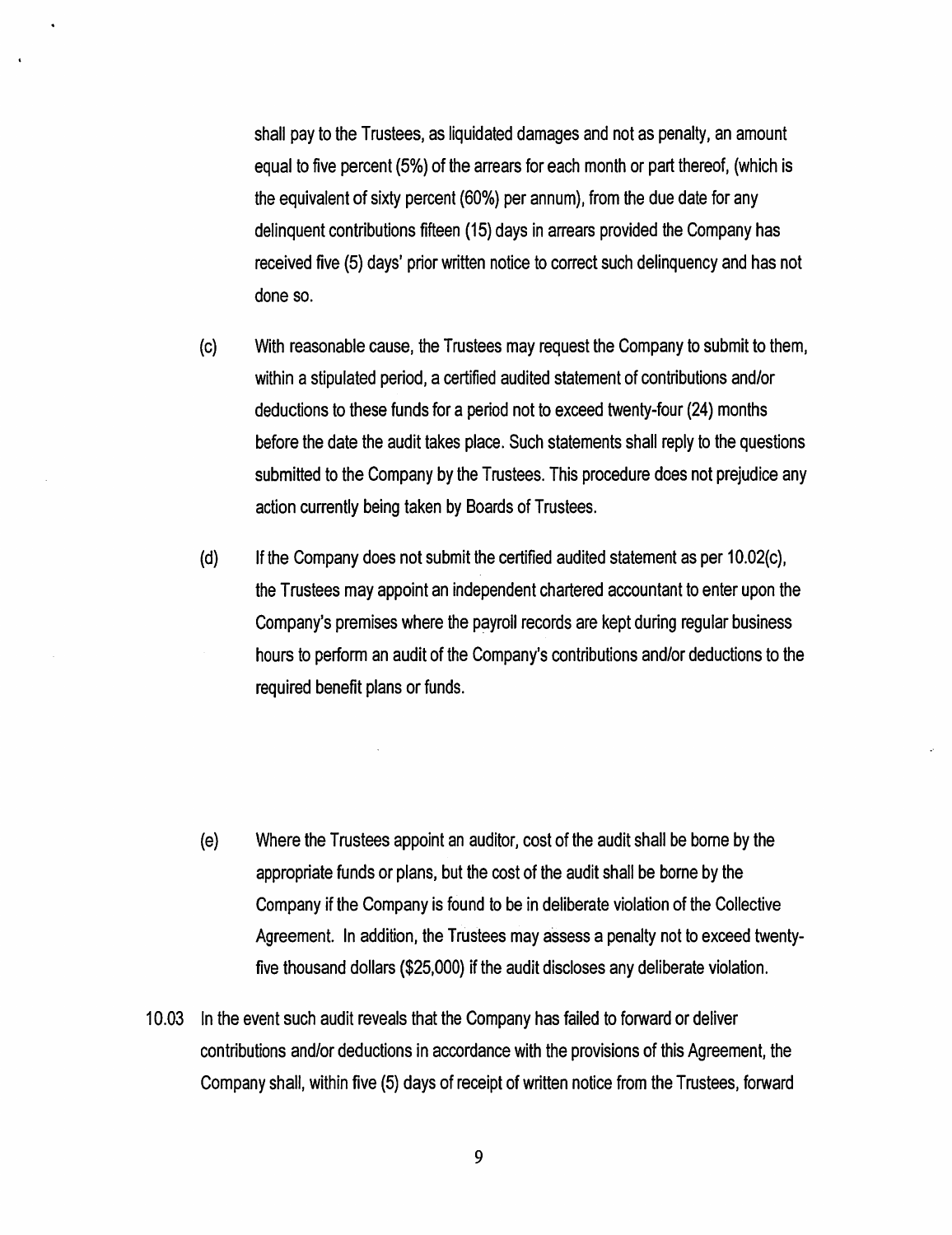shall pay to the Trustees, as liquidated damages and not as penalty, an amount equal to five percent (5%) of the arrears for each month or part thereof, (which is the equivalent of sixty percent (60%) per annum), from the due date for any delinquent contributions fifteen (15) days in arrears provided the Company has received five (5) days' prior written notice to correct such delinquency and has not done so.

(c) With reasonable cause, the Trustees may request the Company to submit to them, within a stipulated period, a certified audited statement of contributions and/or deductions to these funds for a period not to exceed twenty-four (24) months before the date the audit takes place. Such statements shall reply to the questions submitted to the Company by the Trustees. This procedure does not prejudice any action currently being taken by Boards of Trustees.

(d) If the Company does not submit the certified audited statement as per 10.02(c), the Trustees may appoint an independent chartered accountant to enter upon the Company's premises where the payroll records are kept during regular business hours to perform an audit of the Company's contributions and/or deductions to the required benefit plans or funds.

(e) Where the Trustees appoint an auditor, cost of the audit shall be borne by the appropriate funds or plans, but the cost of the audit shall be borne by the Company if the Company is found to be in deliberate violation of the Collective Agreement. In addition, the Trustees may assess a penalty not to exceed twenty-five thousand dollars ($25,000) if the audit discloses any deliberate violation.

10.03 In the event such audit reveals that the Company has failed to forward or deliver contributions and/or deductions in accordance with the provisions of this Agreement, the Company shall, within five (5) days of receipt of written notice from the Trustees, forward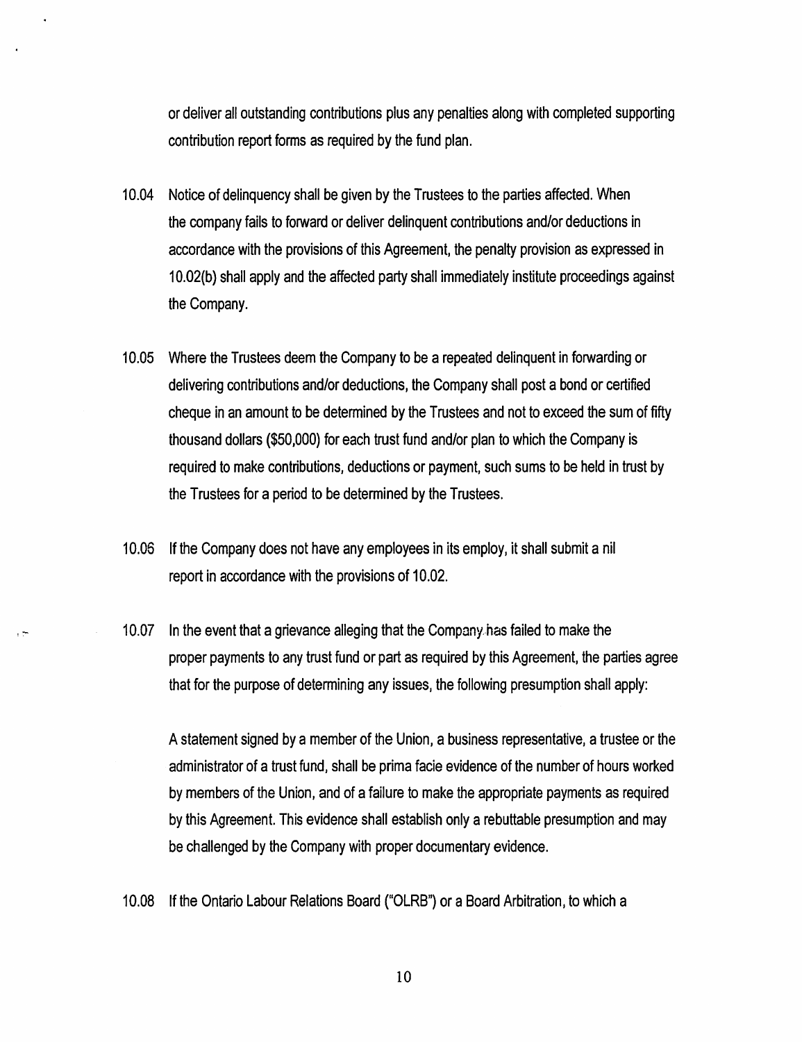or deliver all outstanding contributions plus any penalties along with completed supporting contribution report forms as required by the fund plan.

10.04 Notice of delinquency shall be given by the Trustees to the parties affected. When the company fails to forward or deliver delinquent contributions and/or deductions in accordance with the provisions of this Agreement, the penalty provision as expressed in 10.02(b) shall apply and the affected party shall immediately institute proceedings against the Company.

10.05 Where the Trustees deem the Company to be a repeated delinquent in forwarding or delivering contributions and/or deductions, the Company shall post a bond or certified cheque in an amount to be determined by the Trustees and not to exceed the sum of fifty thousand dollars ($50,000) for each trust fund and/or plan to which the Company is required to make contributions, deductions or payment, such sums to be held in trust by the Trustees for a period to be determined by the Trustees.

10.06 If the Company does not have any employees in its employ, it shall submit a nil report in accordance with the provisions of 10.02.

10.07 In the event that a grievance alleging that the Company has failed to make the proper payments to any trust fund or part as required by this Agreement, the parties agree that for the purpose of determining any issues, the following presumption shall apply:

A statement signed by a member of the Union, a business representative, a trustee or the administrator of a trust fund, shall be prima facie evidence of the number of hours worked by members of the Union, and of a failure to make the appropriate payments as required by this Agreement. This evidence shall establish only a rebuttable presumption and may be challenged by the Company with proper documentary evidence.

10.08 If the Ontario Labour Relations Board ("OLRB") or a Board Arbitration, to which a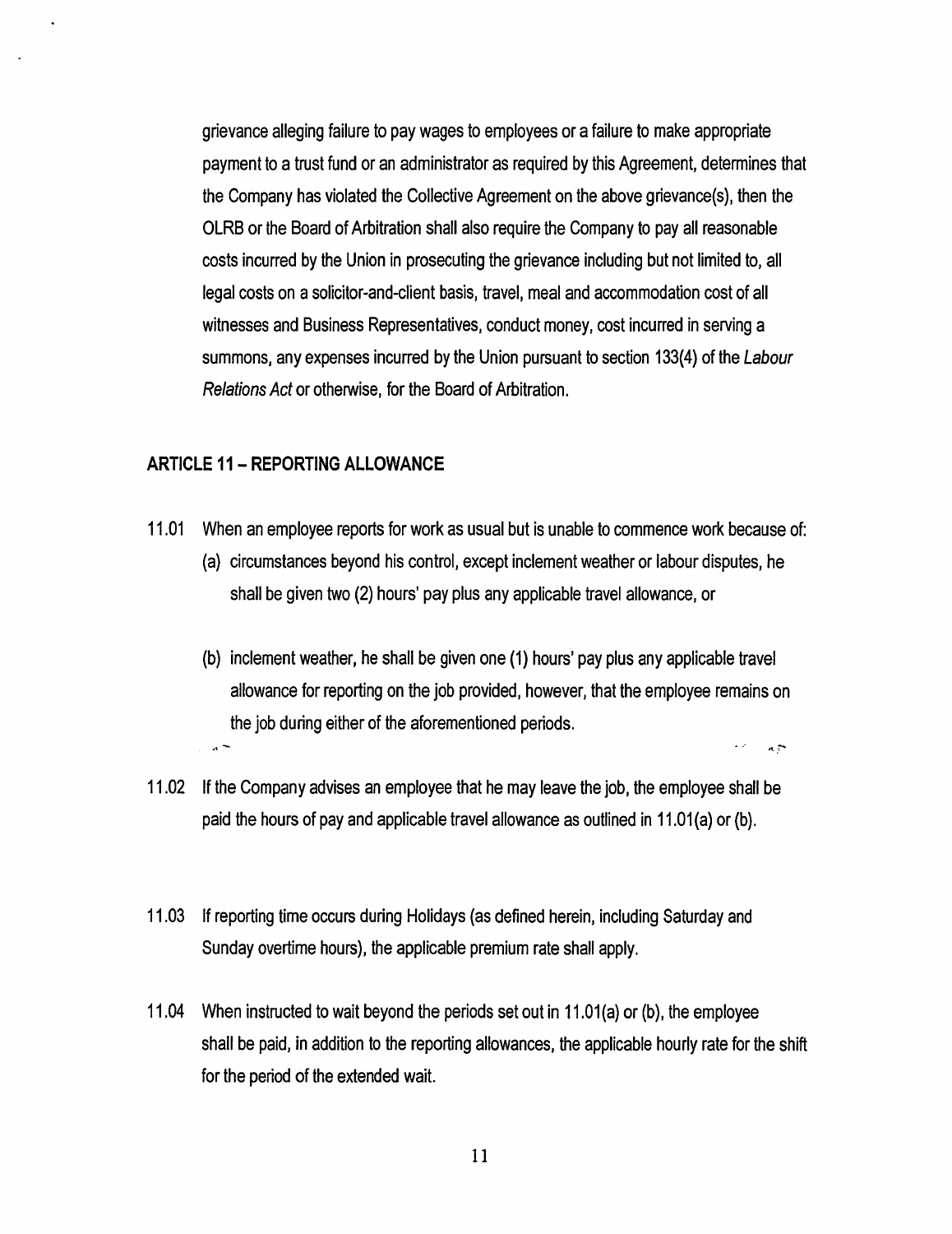grievance alleging failure to pay wages to employees or a failure to make appropriate payment to a trust fund or an administrator as required by this Agreement, determines that the Company has violated the Collective Agreement on the above grievance(s), then the OLRB or the Board of Arbitration shall also require the Company to pay all reasonable costs incurred by the Union in prosecuting the grievance including but not limited to, all legal costs on a solicitor-and-client basis, travel, meal and accommodation cost of all witnesses and Business Representatives, conduct money, cost incurred in serving a summons, any expenses incurred by the Union pursuant to section 133(4) of the *Labour Relations Act* or otherwise, for the Board of Arbitration.

## ARTICLE 11 – REPORTING ALLOWANCE

11.01 When an employee reports for work as usual but is unable to commence work because of:

(a) circumstances beyond his control, except inclement weather or labour disputes, he shall be given two (2) hours' pay plus any applicable travel allowance, or

(b) inclement weather, he shall be given one (1) hours' pay plus any applicable travel allowance for reporting on the job provided, however, that the employee remains on the job during either of the aforementioned periods.

11.02 If the Company advises an employee that he may leave the job, the employee shall be paid the hours of pay and applicable travel allowance as outlined in 11.01(a) or (b).

11.03 If reporting time occurs during Holidays (as defined herein, including Saturday and Sunday overtime hours), the applicable premium rate shall apply.

11.04 When instructed to wait beyond the periods set out in 11.01(a) or (b), the employee shall be paid, in addition to the reporting allowances, the applicable hourly rate for the shift for the period of the extended wait.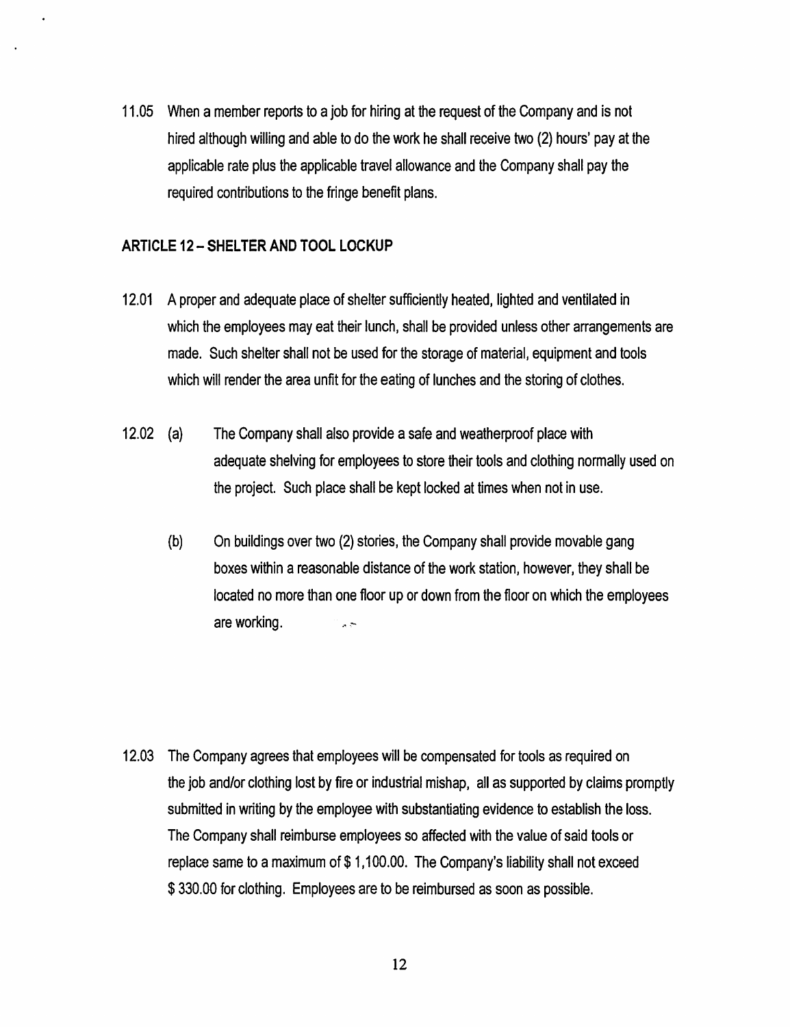11.05 When a member reports to a job for hiring at the request of the Company and is not hired although willing and able to do the work he shall receive two (2) hours' pay at the applicable rate plus the applicable travel allowance and the Company shall pay the required contributions to the fringe benefit plans.

## ARTICLE 12 – SHELTER AND TOOL LOCKUP

12.01 A proper and adequate place of shelter sufficiently heated, lighted and ventilated in which the employees may eat their lunch, shall be provided unless other arrangements are made. Such shelter shall not be used for the storage of material, equipment and tools which will render the area unfit for the eating of lunches and the storing of clothes.

12.02 (a) The Company shall also provide a safe and weatherproof place with adequate shelving for employees to store their tools and clothing normally used on the project. Such place shall be kept locked at times when not in use.

(b) On buildings over two (2) stories, the Company shall provide movable gang boxes within a reasonable distance of the work station, however, they shall be located no more than one floor up or down from the floor on which the employees are working.

12.03 The Company agrees that employees will be compensated for tools as required on the job and/or clothing lost by fire or industrial mishap, all as supported by claims promptly submitted in writing by the employee with substantiating evidence to establish the loss. The Company shall reimburse employees so affected with the value of said tools or replace same to a maximum of $ 1,100.00. The Company's liability shall not exceed $ 330.00 for clothing. Employees are to be reimbursed as soon as possible.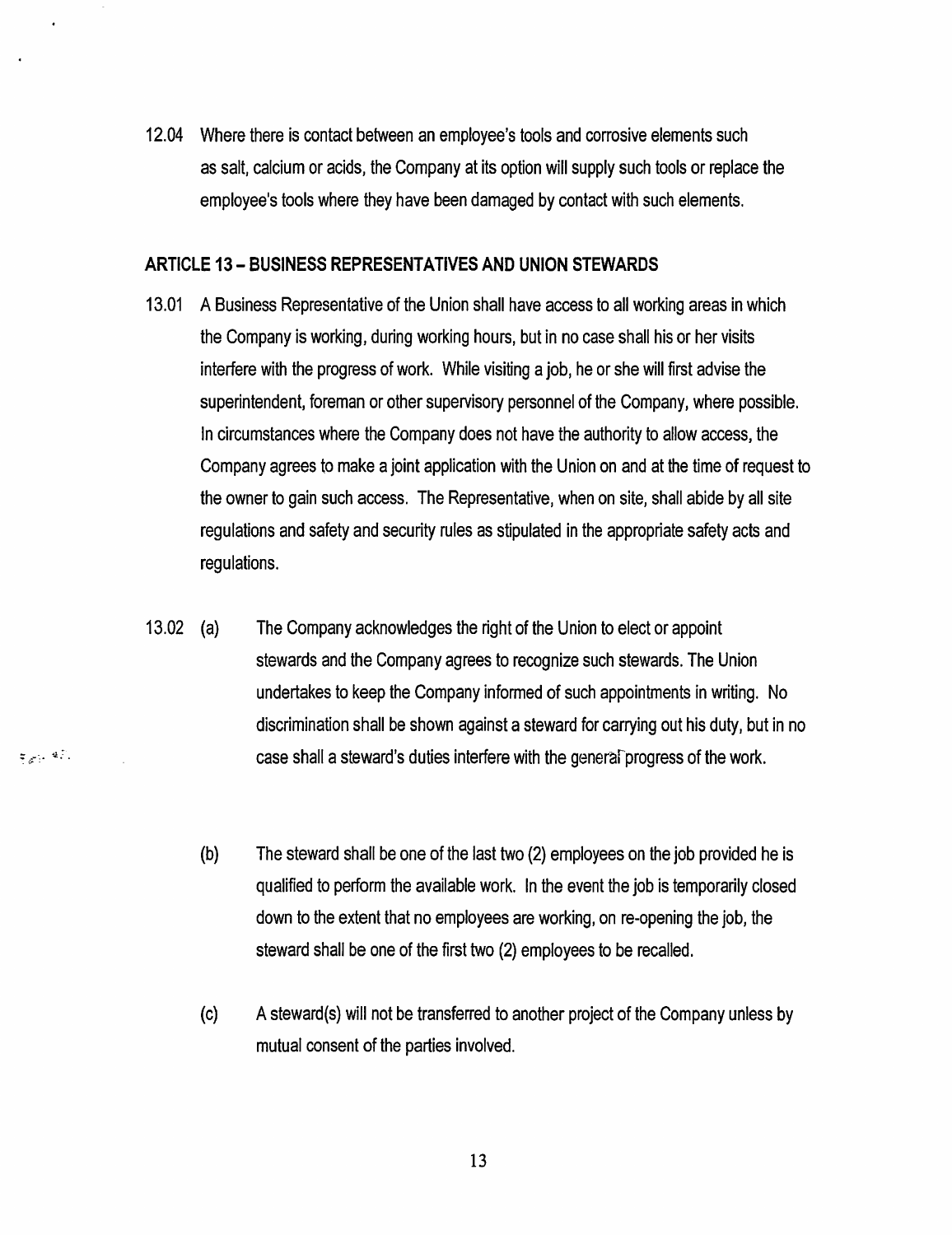12.04 Where there is contact between an employee's tools and corrosive elements such as salt, calcium or acids, the Company at its option will supply such tools or replace the employee's tools where they have been damaged by contact with such elements.

## ARTICLE 13 – BUSINESS REPRESENTATIVES AND UNION STEWARDS

13.01 A Business Representative of the Union shall have access to all working areas in which the Company is working, during working hours, but in no case shall his or her visits interfere with the progress of work. While visiting a job, he or she will first advise the superintendent, foreman or other supervisory personnel of the Company, where possible. In circumstances where the Company does not have the authority to allow access, the Company agrees to make a joint application with the Union on and at the time of request to the owner to gain such access. The Representative, when on site, shall abide by all site regulations and safety and security rules as stipulated in the appropriate safety acts and regulations.

13.02 (a) The Company acknowledges the right of the Union to elect or appoint stewards and the Company agrees to recognize such stewards. The Union undertakes to keep the Company informed of such appointments in writing. No discrimination shall be shown against a steward for carrying out his duty, but in no case shall a steward's duties interfere with the general progress of the work.

(b) The steward shall be one of the last two (2) employees on the job provided he is qualified to perform the available work. In the event the job is temporarily closed down to the extent that no employees are working, on re-opening the job, the steward shall be one of the first two (2) employees to be recalled.

(c) A steward(s) will not be transferred to another project of the Company unless by mutual consent of the parties involved.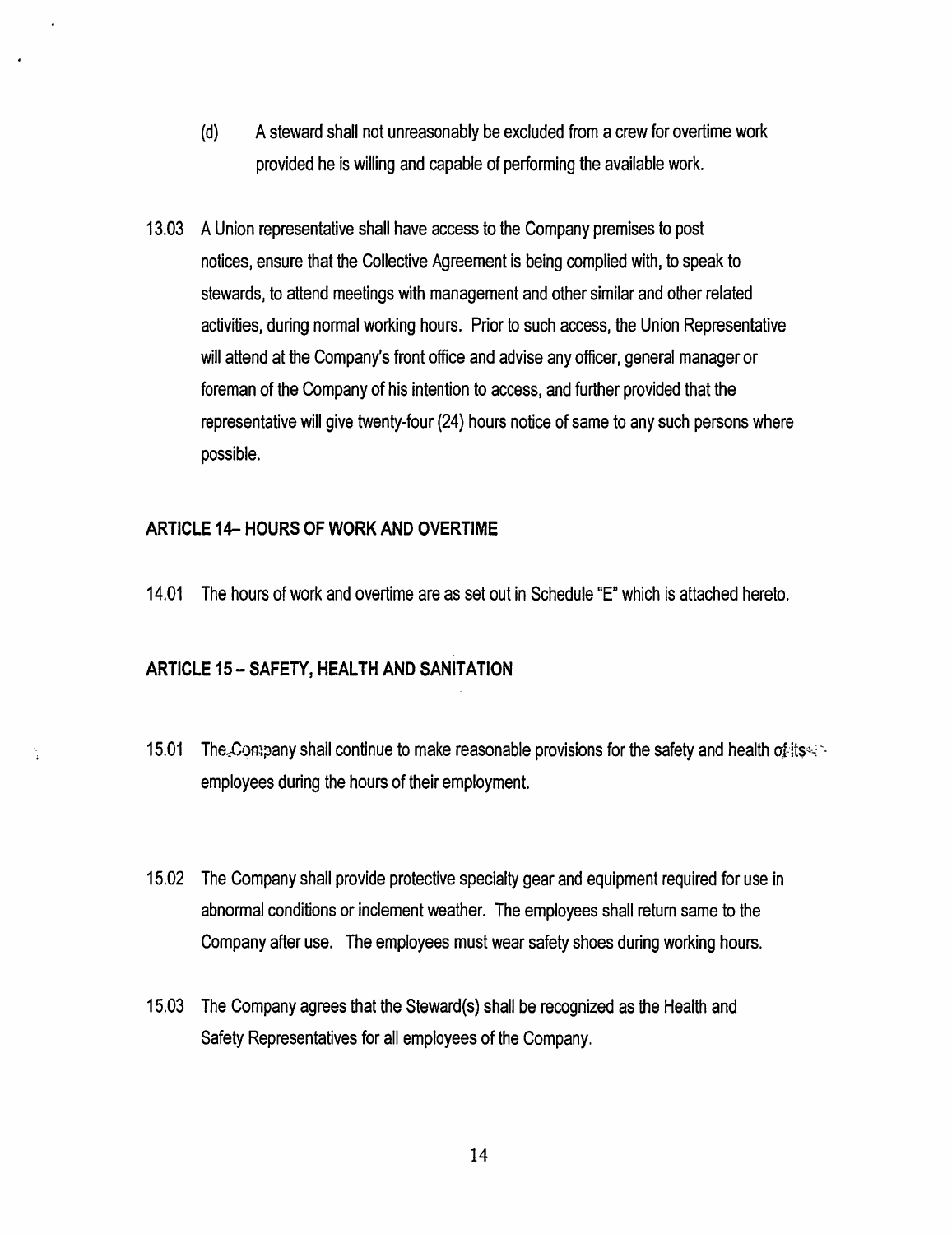(d) A steward shall not unreasonably be excluded from a crew for overtime work provided he is willing and capable of performing the available work.

13.03 A Union representative shall have access to the Company premises to post notices, ensure that the Collective Agreement is being complied with, to speak to stewards, to attend meetings with management and other similar and other related activities, during normal working hours. Prior to such access, the Union Representative will attend at the Company's front office and advise any officer, general manager or foreman of the Company of his intention to access, and further provided that the representative will give twenty-four (24) hours notice of same to any such persons where possible.

## ARTICLE 14– HOURS OF WORK AND OVERTIME

14.01 The hours of work and overtime are as set out in Schedule "E" which is attached hereto.

## ARTICLE 15 – SAFETY, HEALTH AND SANITATION

15.01 The Company shall continue to make reasonable provisions for the safety and health of its employees during the hours of their employment.

15.02 The Company shall provide protective specialty gear and equipment required for use in abnormal conditions or inclement weather. The employees shall return same to the Company after use. The employees must wear safety shoes during working hours.

15.03 The Company agrees that the Steward(s) shall be recognized as the Health and Safety Representatives for all employees of the Company.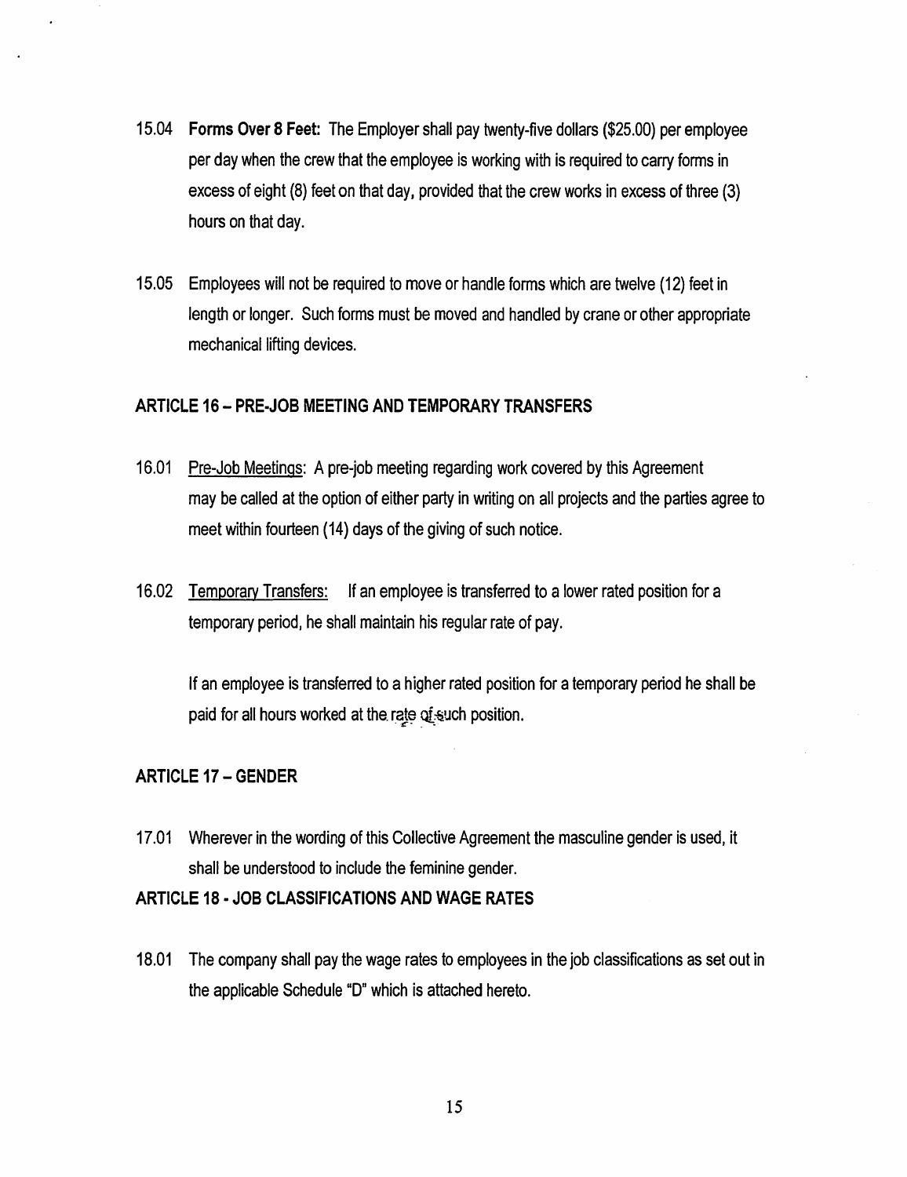15.04 **Forms Over 8 Feet:** The Employer shall pay twenty-five dollars ($25.00) per employee per day when the crew that the employee is working with is required to carry forms in excess of eight (8) feet on that day, provided that the crew works in excess of three (3) hours on that day.

15.05 Employees will not be required to move or handle forms which are twelve (12) feet in length or longer. Such forms must be moved and handled by crane or other appropriate mechanical lifting devices.

## ARTICLE 16 – PRE-JOB MEETING AND TEMPORARY TRANSFERS

16.01 <u>Pre-Job Meetings</u>: A pre-job meeting regarding work covered by this Agreement may be called at the option of either party in writing on all projects and the parties agree to meet within fourteen (14) days of the giving of such notice.

16.02 <u>Temporary Transfers:</u> If an employee is transferred to a lower rated position for a temporary period, he shall maintain his regular rate of pay.

If an employee is transferred to a higher rated position for a temporary period he shall be paid for all hours worked at the rate of such position.

## ARTICLE 17 – GENDER

17.01 Wherever in the wording of this Collective Agreement the masculine gender is used, it shall be understood to include the feminine gender.

## ARTICLE 18 - JOB CLASSIFICATIONS AND WAGE RATES

18.01 The company shall pay the wage rates to employees in the job classifications as set out in the applicable Schedule "D" which is attached hereto.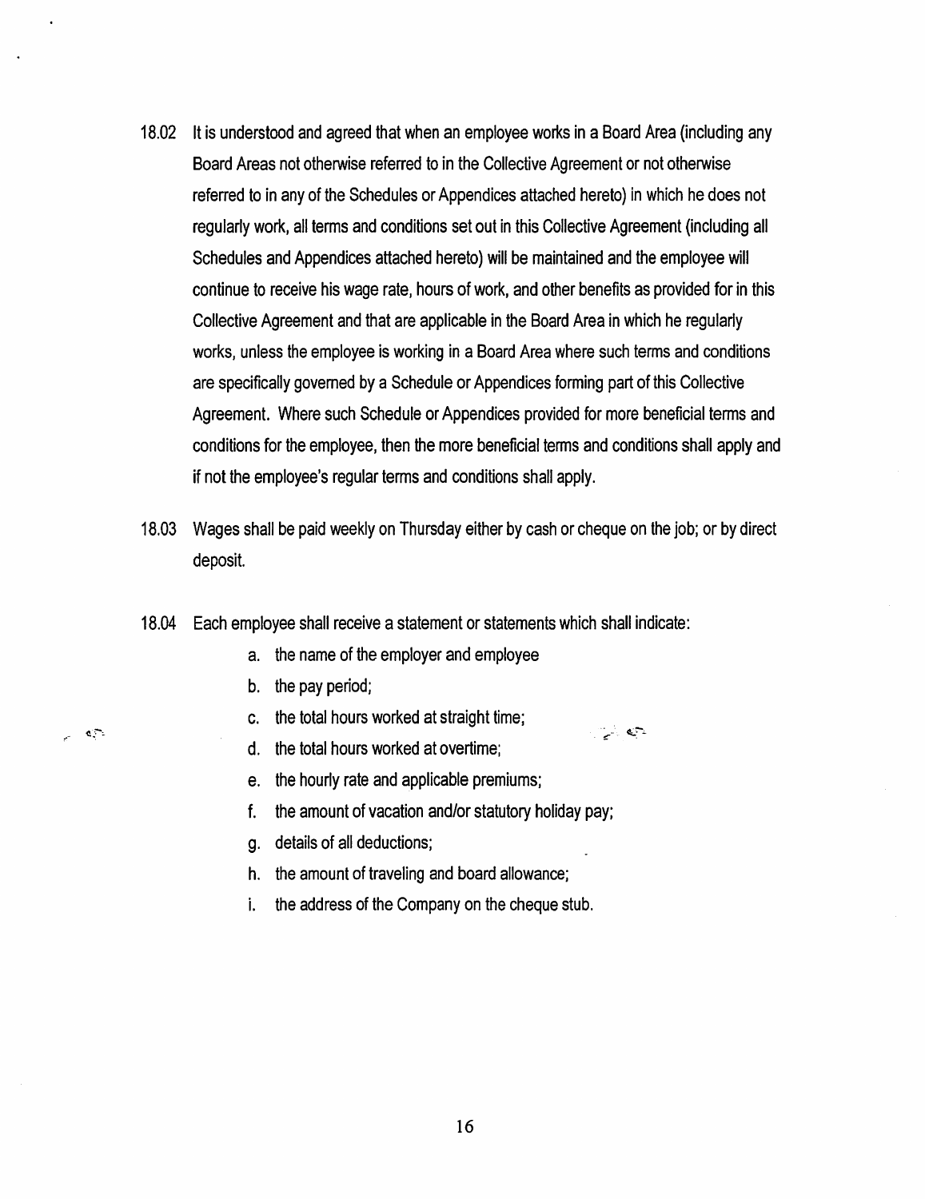18.02 It is understood and agreed that when an employee works in a Board Area (including any Board Areas not otherwise referred to in the Collective Agreement or not otherwise referred to in any of the Schedules or Appendices attached hereto) in which he does not regularly work, all terms and conditions set out in this Collective Agreement (including all Schedules and Appendices attached hereto) will be maintained and the employee will continue to receive his wage rate, hours of work, and other benefits as provided for in this Collective Agreement and that are applicable in the Board Area in which he regularly works, unless the employee is working in a Board Area where such terms and conditions are specifically governed by a Schedule or Appendices forming part of this Collective Agreement. Where such Schedule or Appendices provided for more beneficial terms and conditions for the employee, then the more beneficial terms and conditions shall apply and if not the employee's regular terms and conditions shall apply.

18.03 Wages shall be paid weekly on Thursday either by cash or cheque on the job; or by direct deposit.

18.04 Each employee shall receive a statement or statements which shall indicate:

a. the name of the employer and employee
b. the pay period;
c. the total hours worked at straight time;
d. the total hours worked at overtime;
e. the hourly rate and applicable premiums;
f. the amount of vacation and/or statutory holiday pay;
g. details of all deductions;
h. the amount of traveling and board allowance;
i. the address of the Company on the cheque stub.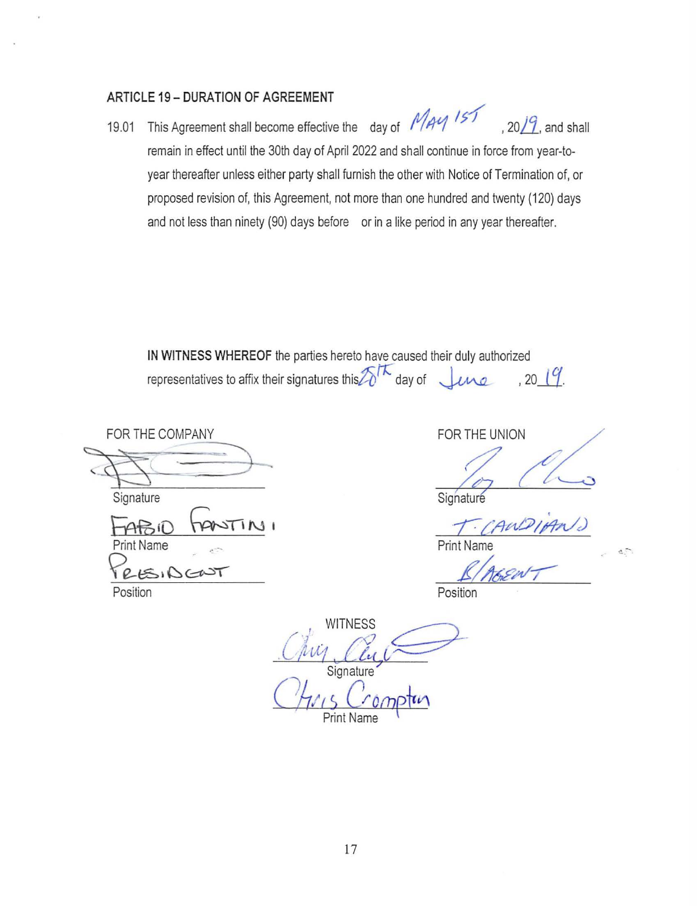## ARTICLE 19 – DURATION OF AGREEMENT

19.01 This Agreement shall become effective the day of May 1st, 2019, and shall remain in effect until the 30th day of April 2022 and shall continue in force from year-to-year thereafter unless either party shall furnish the other with Notice of Termination of, or proposed revision of, this Agreement, not more than one hundred and twenty (120) days and not less than ninety (90) days before or in a like period in any year thereafter.

**IN WITNESS WHEREOF** the parties hereto have caused their duly authorized representatives to affix their signatures this 28th day of June, 2019.

| FOR THE COMPANY | FOR THE UNION |
|---|---|
| Signature: [signature] | Signature: [signature] |
| Print Name: FABIO FANTINI | Print Name: T. CANDIANO |
| Position: PRESIDENT | Position: B/AGENT |

WITNESS

Signature: [signature]

Print Name: Chris Crompton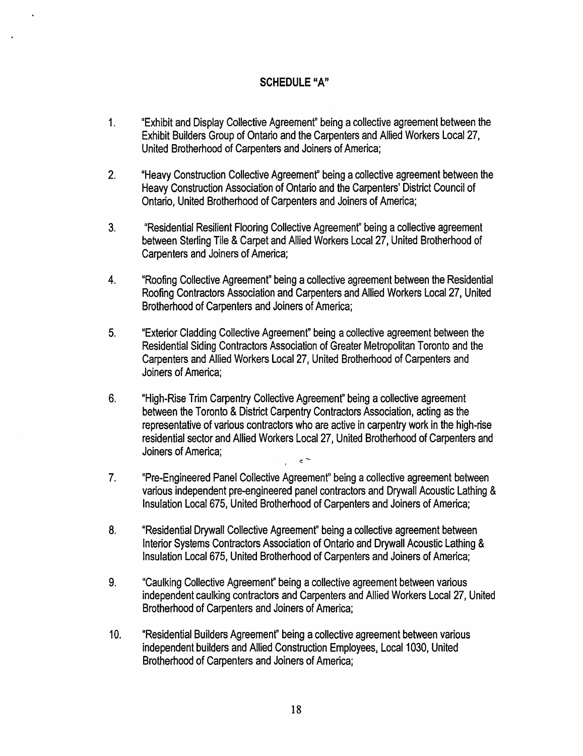## SCHEDULE "A"

1. "Exhibit and Display Collective Agreement" being a collective agreement between the Exhibit Builders Group of Ontario and the Carpenters and Allied Workers Local 27, United Brotherhood of Carpenters and Joiners of America;

2. "Heavy Construction Collective Agreement" being a collective agreement between the Heavy Construction Association of Ontario and the Carpenters' District Council of Ontario, United Brotherhood of Carpenters and Joiners of America;

3. "Residential Resilient Flooring Collective Agreement" being a collective agreement between Sterling Tile & Carpet and Allied Workers Local 27, United Brotherhood of Carpenters and Joiners of America;

4. "Roofing Collective Agreement" being a collective agreement between the Residential Roofing Contractors Association and Carpenters and Allied Workers Local 27, United Brotherhood of Carpenters and Joiners of America;

5. "Exterior Cladding Collective Agreement" being a collective agreement between the Residential Siding Contractors Association of Greater Metropolitan Toronto and the Carpenters and Allied Workers Local 27, United Brotherhood of Carpenters and Joiners of America;

6. "High-Rise Trim Carpentry Collective Agreement" being a collective agreement between the Toronto & District Carpentry Contractors Association, acting as the representative of various contractors who are active in carpentry work in the high-rise residential sector and Allied Workers Local 27, United Brotherhood of Carpenters and Joiners of America;

7. "Pre-Engineered Panel Collective Agreement" being a collective agreement between various independent pre-engineered panel contractors and Drywall Acoustic Lathing & Insulation Local 675, United Brotherhood of Carpenters and Joiners of America;

8. "Residential Drywall Collective Agreement" being a collective agreement between Interior Systems Contractors Association of Ontario and Drywall Acoustic Lathing & Insulation Local 675, United Brotherhood of Carpenters and Joiners of America;

9. "Caulking Collective Agreement" being a collective agreement between various independent caulking contractors and Carpenters and Allied Workers Local 27, United Brotherhood of Carpenters and Joiners of America;

10. "Residential Builders Agreement" being a collective agreement between various independent builders and Allied Construction Employees, Local 1030, United Brotherhood of Carpenters and Joiners of America;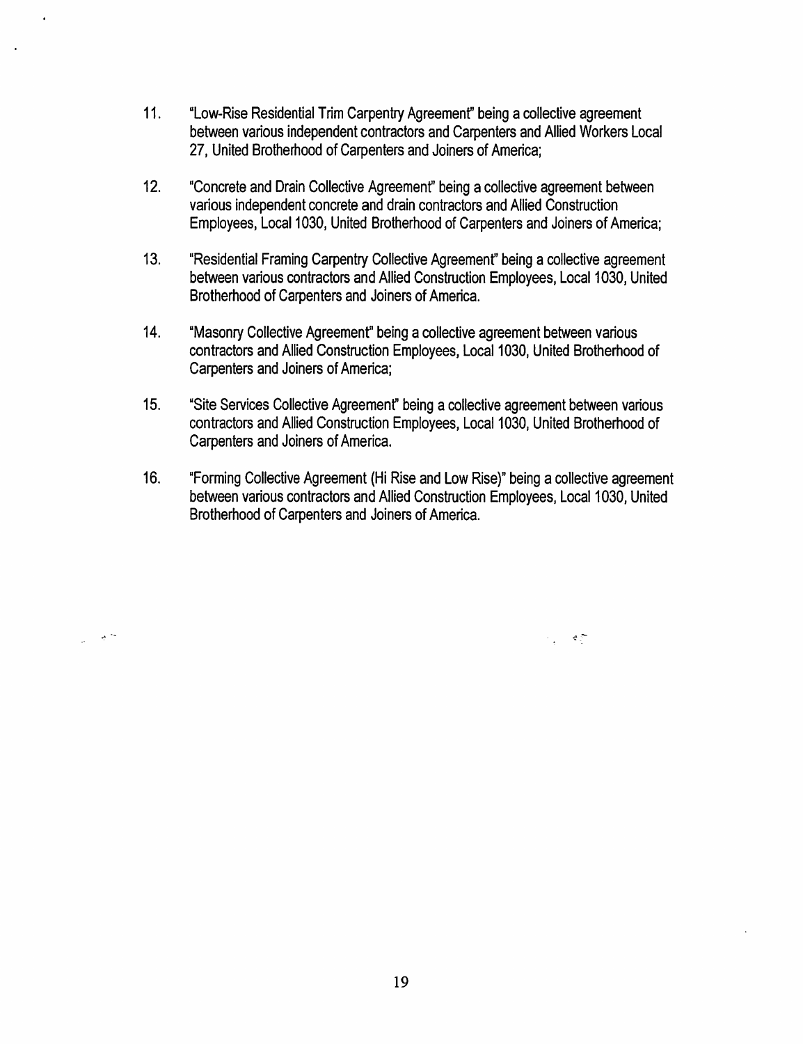11. "Low-Rise Residential Trim Carpentry Agreement" being a collective agreement between various independent contractors and Carpenters and Allied Workers Local 27, United Brotherhood of Carpenters and Joiners of America;

12. "Concrete and Drain Collective Agreement" being a collective agreement between various independent concrete and drain contractors and Allied Construction Employees, Local 1030, United Brotherhood of Carpenters and Joiners of America;

13. "Residential Framing Carpentry Collective Agreement" being a collective agreement between various contractors and Allied Construction Employees, Local 1030, United Brotherhood of Carpenters and Joiners of America.

14. "Masonry Collective Agreement" being a collective agreement between various contractors and Allied Construction Employees, Local 1030, United Brotherhood of Carpenters and Joiners of America;

15. "Site Services Collective Agreement" being a collective agreement between various contractors and Allied Construction Employees, Local 1030, United Brotherhood of Carpenters and Joiners of America.

16. "Forming Collective Agreement (Hi Rise and Low Rise)" being a collective agreement between various contractors and Allied Construction Employees, Local 1030, United Brotherhood of Carpenters and Joiners of America.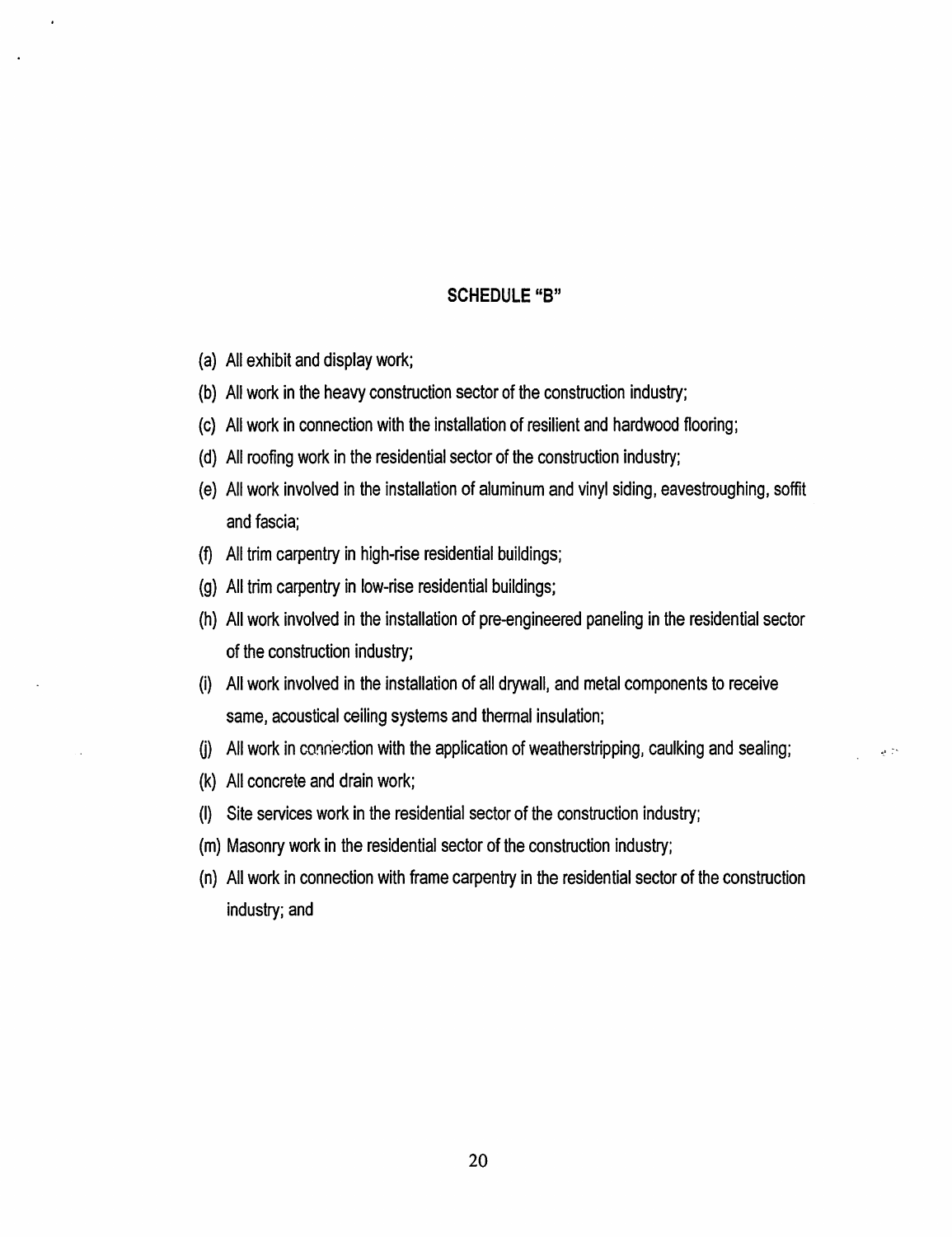## SCHEDULE "B"

(a) All exhibit and display work;

(b) All work in the heavy construction sector of the construction industry;

(c) All work in connection with the installation of resilient and hardwood flooring;

(d) All roofing work in the residential sector of the construction industry;

(e) All work involved in the installation of aluminum and vinyl siding, eavestroughing, soffit and fascia;

(f) All trim carpentry in high-rise residential buildings;

(g) All trim carpentry in low-rise residential buildings;

(h) All work involved in the installation of pre-engineered paneling in the residential sector of the construction industry;

(i) All work involved in the installation of all drywall, and metal components to receive same, acoustical ceiling systems and thermal insulation;

(j) All work in connection with the application of weatherstripping, caulking and sealing;

(k) All concrete and drain work;

(l) Site services work in the residential sector of the construction industry;

(m) Masonry work in the residential sector of the construction industry;

(n) All work in connection with frame carpentry in the residential sector of the construction industry; and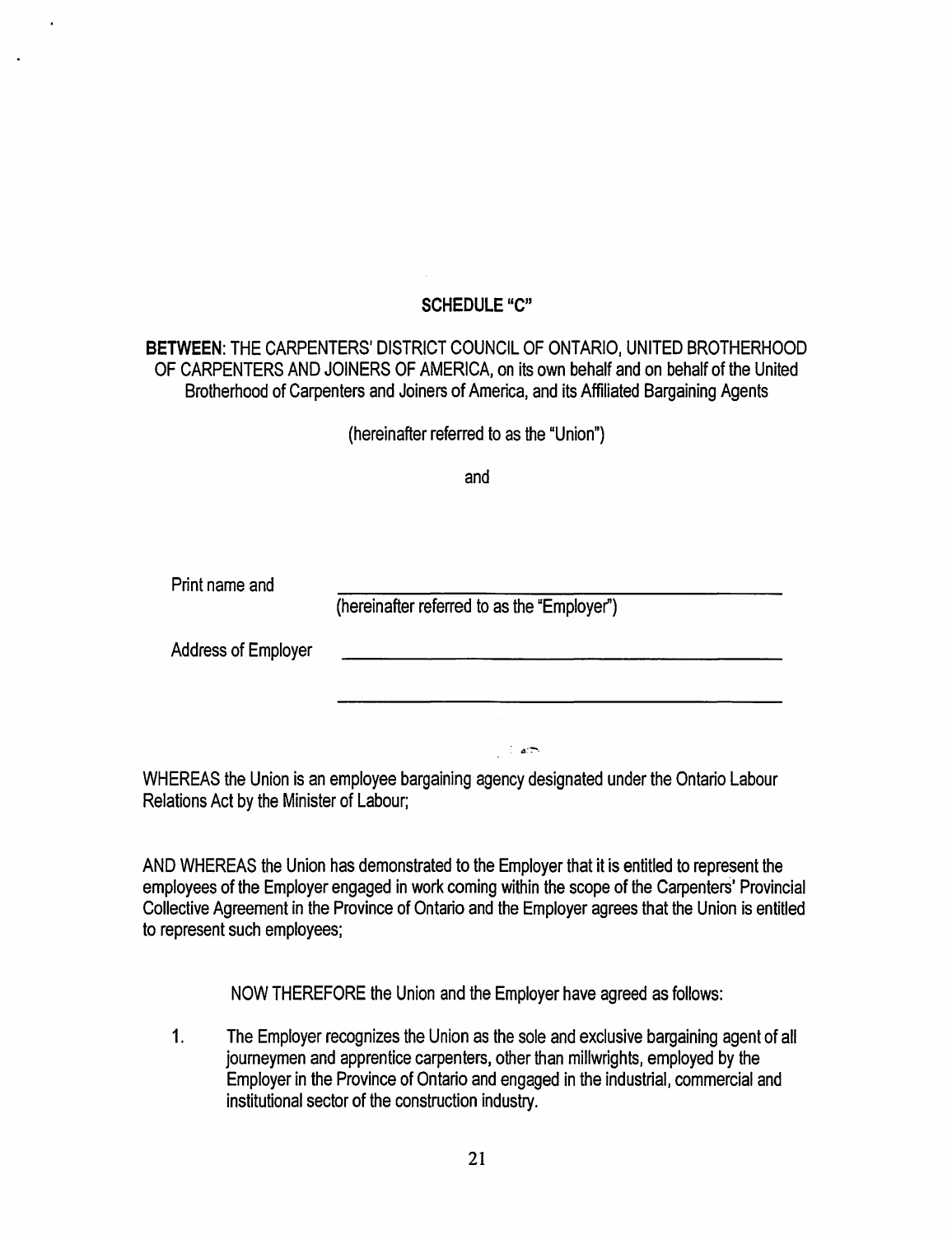## SCHEDULE "C"

**BETWEEN**: THE CARPENTERS' DISTRICT COUNCIL OF ONTARIO, UNITED BROTHERHOOD OF CARPENTERS AND JOINERS OF AMERICA, on its own behalf and on behalf of the United Brotherhood of Carpenters and Joiners of America, and its Affiliated Bargaining Agents

(hereinafter referred to as the "Union")

and

Print name and ______________________________________________

(hereinafter referred to as the "Employer")

Address of Employer ______________________________________________

______________________________________________

WHEREAS the Union is an employee bargaining agency designated under the Ontario Labour Relations Act by the Minister of Labour;

AND WHEREAS the Union has demonstrated to the Employer that it is entitled to represent the employees of the Employer engaged in work coming within the scope of the Carpenters' Provincial Collective Agreement in the Province of Ontario and the Employer agrees that the Union is entitled to represent such employees;

NOW THEREFORE the Union and the Employer have agreed as follows:

1. The Employer recognizes the Union as the sole and exclusive bargaining agent of all journeymen and apprentice carpenters, other than millwrights, employed by the Employer in the Province of Ontario and engaged in the industrial, commercial and institutional sector of the construction industry.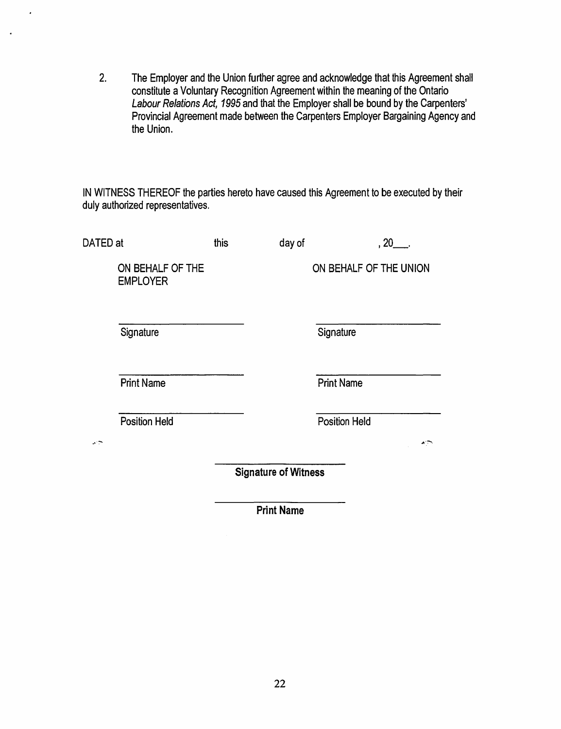2. The Employer and the Union further agree and acknowledge that this Agreement shall constitute a Voluntary Recognition Agreement within the meaning of the Ontario *Labour Relations Act, 1995* and that the Employer shall be bound by the Carpenters' Provincial Agreement made between the Carpenters Employer Bargaining Agency and the Union.

IN WITNESS THEREOF the parties hereto have caused this Agreement to be executed by their duly authorized representatives.

DATED at                this                day of                , 20___.

| ON BEHALF OF THE EMPLOYER | ON BEHALF OF THE UNION |
|---|---|
| ______________________ | ______________________ |
| Signature | Signature |
| ______________________ | ______________________ |
| Print Name | Print Name |
| ______________________ | ______________________ |
| Position Held | Position Held |

______________________

**Signature of Witness**

______________________

**Print Name**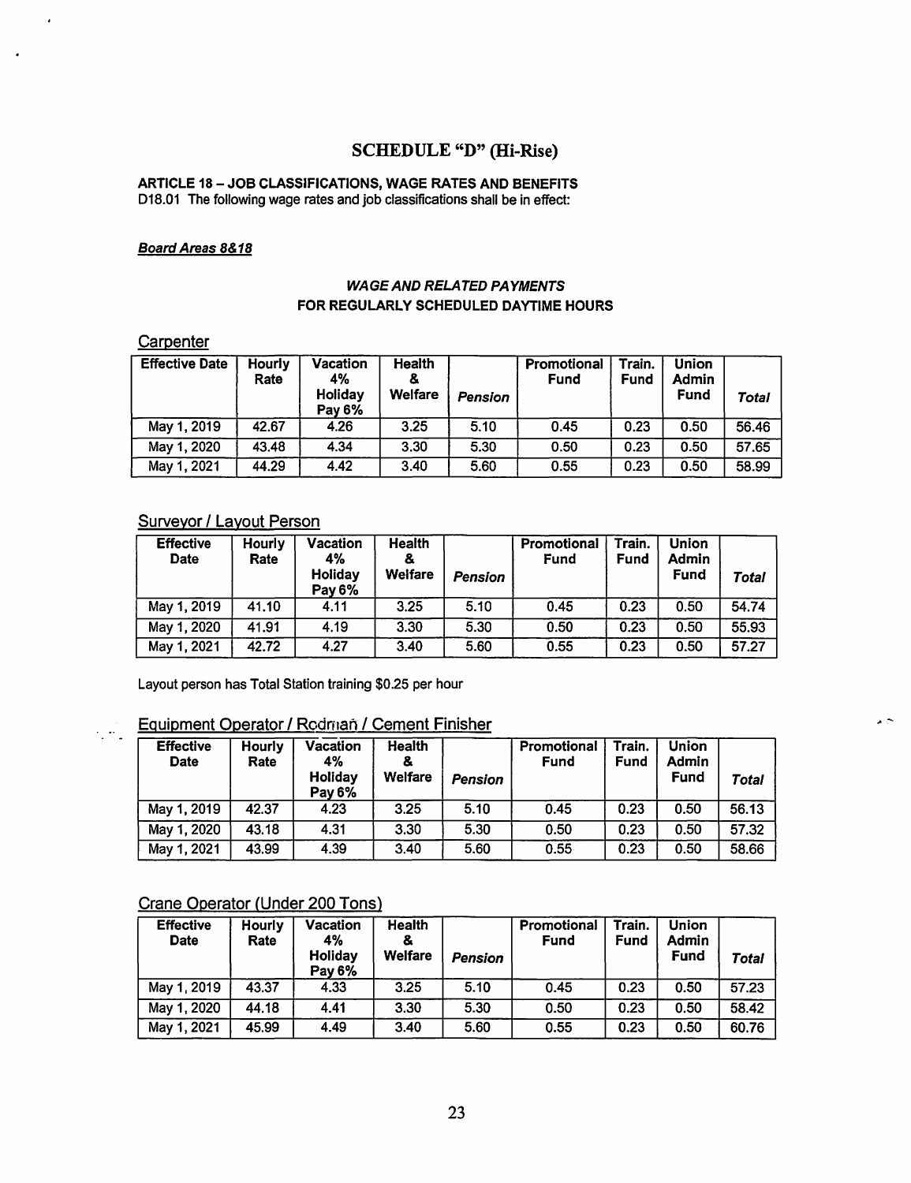# SCHEDULE "D" (Hi-Rise)

**ARTICLE 18 – JOB CLASSIFICATIONS, WAGE RATES AND BENEFITS**

D18.01 The following wage rates and job classifications shall be in effect:

***Board Areas 8&18***

***WAGE AND RELATED PAYMENTS***

**FOR REGULARLY SCHEDULED DAYTIME HOURS**

## Carpenter

| Effective Date | Hourly Rate | Vacation 4% Holiday Pay 6% | Health & Welfare | *Pension* | Promotional Fund | Train. Fund | Union Admin Fund | *Total* |
|---|---|---|---|---|---|---|---|---|
| May 1, 2019 | 42.67 | 4.26 | 3.25 | 5.10 | 0.45 | 0.23 | 0.50 | 56.46 |
| May 1, 2020 | 43.48 | 4.34 | 3.30 | 5.30 | 0.50 | 0.23 | 0.50 | 57.65 |
| May 1, 2021 | 44.29 | 4.42 | 3.40 | 5.60 | 0.55 | 0.23 | 0.50 | 58.99 |

## Surveyor / Layout Person

| Effective Date | Hourly Rate | Vacation 4% Holiday Pay 6% | Health & Welfare | *Pension* | Promotional Fund | Train. Fund | Union Admin Fund | *Total* |
|---|---|---|---|---|---|---|---|---|
| May 1, 2019 | 41.10 | 4.11 | 3.25 | 5.10 | 0.45 | 0.23 | 0.50 | 54.74 |
| May 1, 2020 | 41.91 | 4.19 | 3.30 | 5.30 | 0.50 | 0.23 | 0.50 | 55.93 |
| May 1, 2021 | 42.72 | 4.27 | 3.40 | 5.60 | 0.55 | 0.23 | 0.50 | 57.27 |

Layout person has Total Station training $0.25 per hour

## Equipment Operator / Rodman / Cement Finisher

| Effective Date | Hourly Rate | Vacation 4% Holiday Pay 6% | Health & Welfare | *Pension* | Promotional Fund | Train. Fund | Union Admin Fund | *Total* |
|---|---|---|---|---|---|---|---|---|
| May 1, 2019 | 42.37 | 4.23 | 3.25 | 5.10 | 0.45 | 0.23 | 0.50 | 56.13 |
| May 1, 2020 | 43.18 | 4.31 | 3.30 | 5.30 | 0.50 | 0.23 | 0.50 | 57.32 |
| May 1, 2021 | 43.99 | 4.39 | 3.40 | 5.60 | 0.55 | 0.23 | 0.50 | 58.66 |

## Crane Operator (Under 200 Tons)

| Effective Date | Hourly Rate | Vacation 4% Holiday Pay 6% | Health & Welfare | *Pension* | Promotional Fund | Train. Fund | Union Admin Fund | *Total* |
|---|---|---|---|---|---|---|---|---|
| May 1, 2019 | 43.37 | 4.33 | 3.25 | 5.10 | 0.45 | 0.23 | 0.50 | 57.23 |
| May 1, 2020 | 44.18 | 4.41 | 3.30 | 5.30 | 0.50 | 0.23 | 0.50 | 58.42 |
| May 1, 2021 | 45.99 | 4.49 | 3.40 | 5.60 | 0.55 | 0.23 | 0.50 | 60.76 |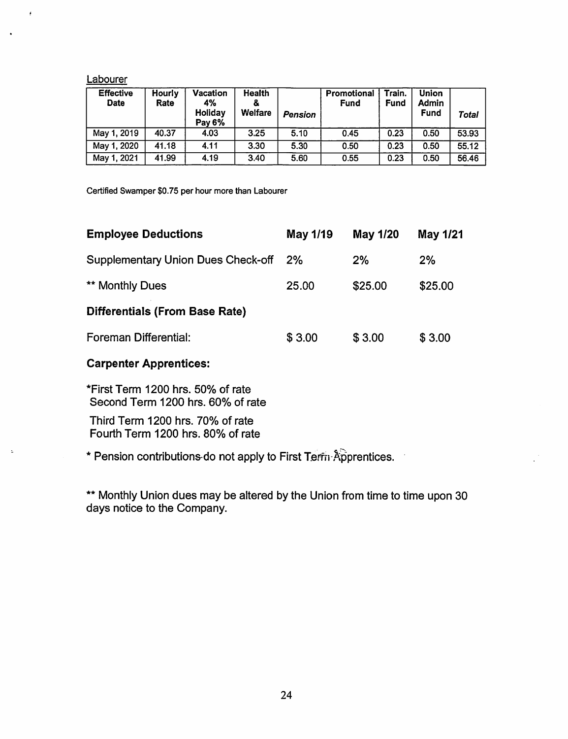Labourer

| Effective Date | Hourly Rate | Vacation 4% Holiday Pay 6% | Health & Welfare | *Pension* | Promotional Fund | Train. Fund | Union Admin Fund | *Total* |
|---|---|---|---|---|---|---|---|---|
| May 1, 2019 | 40.37 | 4.03 | 3.25 | 5.10 | 0.45 | 0.23 | 0.50 | 53.93 |
| May 1, 2020 | 41.18 | 4.11 | 3.30 | 5.30 | 0.50 | 0.23 | 0.50 | 55.12 |
| May 1, 2021 | 41.99 | 4.19 | 3.40 | 5.60 | 0.55 | 0.23 | 0.50 | 56.46 |

Certified Swamper $0.75 per hour more than Labourer

| **Employee Deductions** | **May 1/19** | **May 1/20** | **May 1/21** |
|---|---|---|---|
| Supplementary Union Dues Check-off | 2% | 2% | 2% |
| ** Monthly Dues | 25.00 | $25.00 | $25.00 |
| **Differentials (From Base Rate)** | | | |
| Foreman Differential: | $ 3.00 | $ 3.00 | $ 3.00 |

**Carpenter Apprentices:**

*First Term 1200 hrs. 50% of rate
Second Term 1200 hrs. 60% of rate

Third Term 1200 hrs. 70% of rate
Fourth Term 1200 hrs. 80% of rate

* Pension contributions do not apply to First Term Apprentices.

** Monthly Union dues may be altered by the Union from time to time upon 30 days notice to the Company.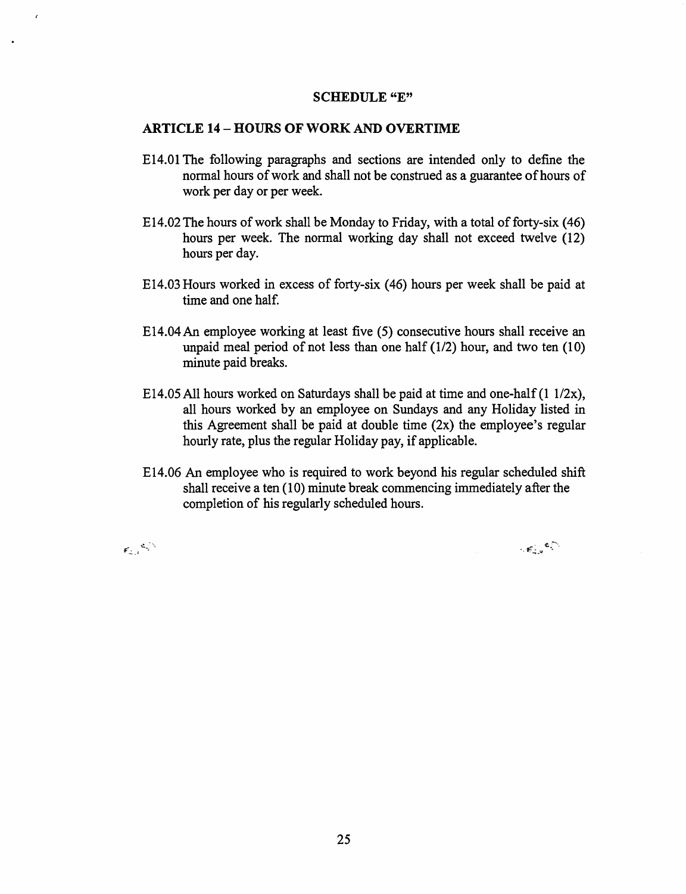## SCHEDULE "E"

### ARTICLE 14 – HOURS OF WORK AND OVERTIME

E14.01 The following paragraphs and sections are intended only to define the normal hours of work and shall not be construed as a guarantee of hours of work per day or per week.

E14.02 The hours of work shall be Monday to Friday, with a total of forty-six (46) hours per week. The normal working day shall not exceed twelve (12) hours per day.

E14.03 Hours worked in excess of forty-six (46) hours per week shall be paid at time and one half.

E14.04 An employee working at least five (5) consecutive hours shall receive an unpaid meal period of not less than one half (1/2) hour, and two ten (10) minute paid breaks.

E14.05 All hours worked on Saturdays shall be paid at time and one-half (1 1/2x), all hours worked by an employee on Sundays and any Holiday listed in this Agreement shall be paid at double time (2x) the employee's regular hourly rate, plus the regular Holiday pay, if applicable.

E14.06 An employee who is required to work beyond his regular scheduled shift shall receive a ten (10) minute break commencing immediately after the completion of his regularly scheduled hours.